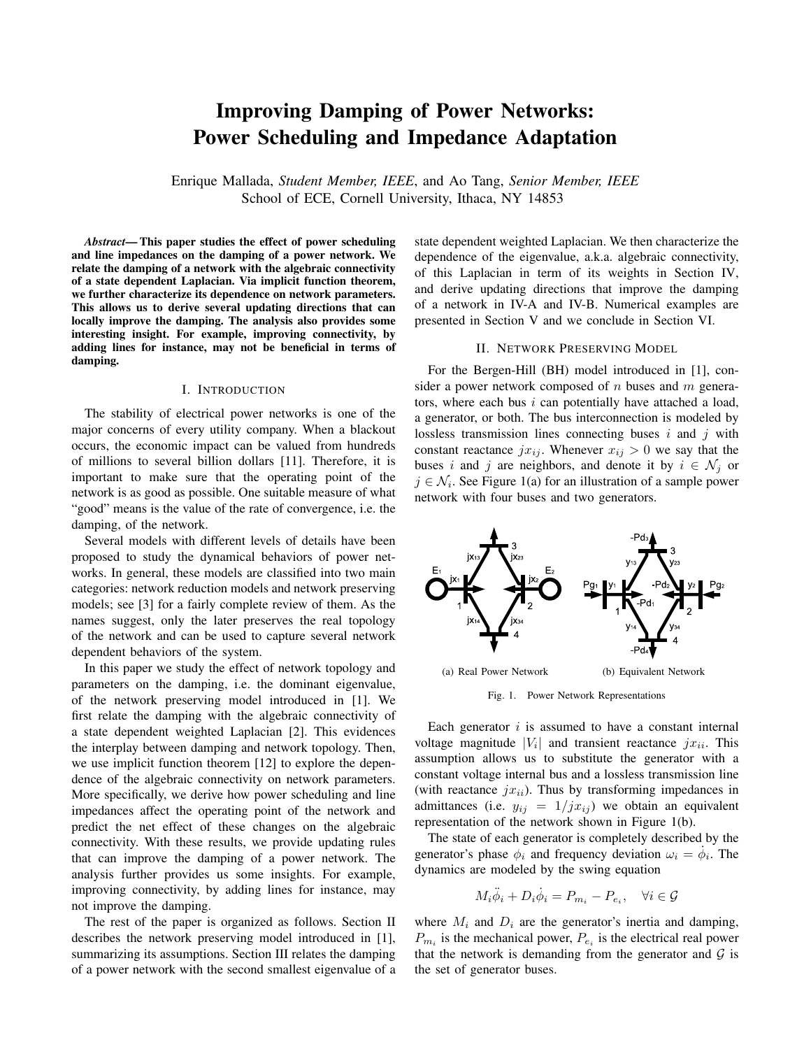# Improving Damping of Power Networks: Power Scheduling and Impedance Adaptation

Enrique Mallada, *Student Member, IEEE*, and Ao Tang, *Senior Member, IEEE*
School of ECE, Cornell University, Ithaca, NY 14853

***Abstract*— This paper studies the effect of power scheduling and line impedances on the damping of a power network. We relate the damping of a network with the algebraic connectivity of a state dependent Laplacian. Via implicit function theorem, we further characterize its dependence on network parameters. This allows us to derive several updating directions that can locally improve the damping. The analysis also provides some interesting insight. For example, improving connectivity, by adding lines for instance, may not be beneficial in terms of damping.**

## I. Introduction

The stability of electrical power networks is one of the major concerns of every utility company. When a blackout occurs, the economic impact can be valued from hundreds of millions to several billion dollars [11]. Therefore, it is important to make sure that the operating point of the network is as good as possible. One suitable measure of what "good" means is the value of the rate of convergence, i.e. the damping, of the network.

Several models with different levels of details have been proposed to study the dynamical behaviors of power networks. In general, these models are classified into two main categories: network reduction models and network preserving models; see [3] for a fairly complete review of them. As the names suggest, only the later preserves the real topology of the network and can be used to capture several network dependent behaviors of the system.

In this paper we study the effect of network topology and parameters on the damping, i.e. the dominant eigenvalue, of the network preserving model introduced in [1]. We first relate the damping with the algebraic connectivity of a state dependent weighted Laplacian [2]. This evidences the interplay between damping and network topology. Then, we use implicit function theorem [12] to explore the dependence of the algebraic connectivity on network parameters. More specifically, we derive how power scheduling and line impedances affect the operating point of the network and predict the net effect of these changes on the algebraic connectivity. With these results, we provide updating rules that can improve the damping of a power network. The analysis further provides us some insights. For example, improving connectivity, by adding lines for instance, may not improve the damping.

The rest of the paper is organized as follows. Section II describes the network preserving model introduced in [1], summarizing its assumptions. Section III relates the damping of a power network with the second smallest eigenvalue of a state dependent weighted Laplacian. We then characterize the dependence of the eigenvalue, a.k.a. algebraic connectivity, of this Laplacian in term of its weights in Section IV, and derive updating directions that improve the damping of a network in IV-A and IV-B. Numerical examples are presented in Section V and we conclude in Section VI.

## II. Network Preserving Model

For the Bergen-Hill (BH) model introduced in [1], consider a power network composed of $n$ buses and $m$ generators, where each bus $i$ can potentially have attached a load, a generator, or both. The bus interconnection is modeled by lossless transmission lines connecting buses $i$ and $j$ with constant reactance $jx_{ij}$. Whenever $x_{ij} > 0$ we say that the buses $i$ and $j$ are neighbors, and denote it by $i \in \mathcal{N}_j$ or $j \in \mathcal{N}_i$. See Figure 1(a) for an illustration of a sample power network with four buses and two generators.

(a) Real Power Network (b) Equivalent Network

Fig. 1. Power Network Representations

Each generator $i$ is assumed to have a constant internal voltage magnitude $|V_i|$ and transient reactance $jx_{ii}$. This assumption allows us to substitute the generator with a constant voltage internal bus and a lossless transmission line (with reactance $jx_{ii}$). Thus by transforming impedances in admittances (i.e. $y_{ij} = 1/jx_{ij}$) we obtain an equivalent representation of the network shown in Figure 1(b).

The state of each generator is completely described by the generator's phase $\phi_i$ and frequency deviation $\omega_i = \dot{\phi}_i$. The dynamics are modeled by the swing equation

$$M_i\ddot{\phi}_i + D_i\dot{\phi}_i = P_{m_i} - P_{e_i}, \quad \forall i \in \mathcal{G}$$

where $M_i$ and $D_i$ are the generator's inertia and damping, $P_{m_i}$ is the mechanical power, $P_{e_i}$ is the electrical real power that the network is demanding from the generator and $\mathcal{G}$ is the set of generator buses.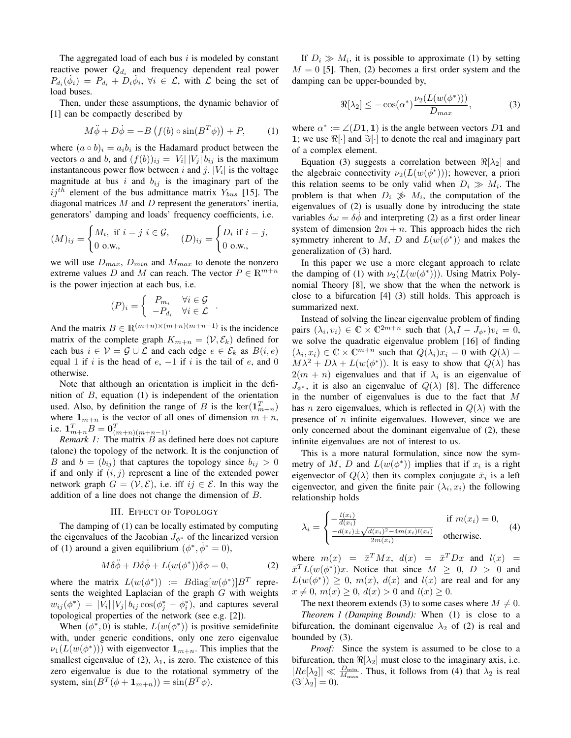The aggregated load of each bus $i$ is modeled by constant reactive power $Q_{d_i}$ and frequency dependent real power $P_{d_i}(\dot{\phi}_i) = P_{d_i} + D_i\dot{\phi}_i$, $\forall i \in \mathcal{L}$, with $\mathcal{L}$ being the set of load buses.

Then, under these assumptions, the dynamic behavior of [1] can be compactly described by

$$M\ddot{\phi} + D\dot{\phi} = -B\left(f(b) \circ \sin(B^T\phi)\right) + P, \tag{1}$$

where $(a \circ b)_i = a_i b_i$ is the Hadamard product between the vectors $a$ and $b$, and $(f(b))_{ij} = |V_i|\,|V_j|\,b_{ij}$ is the maximum instantaneous power flow between $i$ and $j$. $|V_i|$ is the voltage magnitude at bus $i$ and $b_{ij}$ is the imaginary part of the $ij^{th}$ element of the bus admittance matrix $Y_{bus}$ [15]. The diagonal matrices $M$ and $D$ represent the generators' inertia, generators' damping and loads' frequency coefficients, i.e.

$$(M)_{ij} = \begin{cases} M_i, \text{ if } i = j\ i \in \mathcal{G}, \\ 0 \text{ o.w.,} \end{cases} \quad (D)_{ij} = \begin{cases} D_i \text{ if } i = j, \\ 0 \text{ o.w.,} \end{cases}$$

we will use $D_{max}$, $D_{min}$ and $M_{max}$ to denote the nonzero extreme values $D$ and $M$ can reach. The vector $P \in \mathbb{R}^{m+n}$ is the power injection at each bus, i.e.

$$(P)_i = \begin{cases} P_{m_i} & \forall i \in \mathcal{G} \\ -P_{d_i} & \forall i \in \mathcal{L} \end{cases}.$$

And the matrix $B \in \mathbb{R}^{(m+n)\times(m+n)(m+n-1)}$ is the incidence matrix of the complete graph $K_{m+n} = (\mathcal{V}, \mathcal{E}_k)$ defined for each bus $i \in \mathcal{V} = \mathcal{G} \cup \mathcal{L}$ and each edge $e \in \mathcal{E}_k$ as $B(i,e)$ equal 1 if $i$ is the head of $e$, $-1$ if $i$ is the tail of $e$, and 0 otherwise.

Note that although an orientation is implicit in the definition of $B$, equation (1) is independent of the orientation used. Also, by definition the range of $B$ is the $\ker(\mathbf{1}_{m+n}^T)$ where $\mathbf{1}_{m+n}$ is the vector of all ones of dimension $m+n$, i.e. $\mathbf{1}_{m+n}^T B = \mathbf{0}_{(m+n)(m+n-1)}^T$.

*Remark 1:* The matrix $B$ as defined here does not capture (alone) the topology of the network. It is the conjunction of $B$ and $b = (b_{ij})$ that captures the topology since $b_{ij} > 0$ if and only if $(i,j)$ represent a line of the extended power network graph $G = (\mathcal{V}, \mathcal{E})$, i.e. iff $ij \in \mathcal{E}$. In this way the addition of a line does not change the dimension of $B$.

## III. Effect of Topology

The damping of (1) can be locally estimated by computing the eigenvalues of the Jacobian $J_{\phi^*}$ of the linearized version of (1) around a given equilibrium $(\phi^*, \dot{\phi}^* = 0)$,

$$M\delta\ddot{\phi} + D\delta\dot{\phi} + L(w(\phi^*))\delta\phi = 0, \tag{2}$$

where the matrix $L(w(\phi^*)) := B\text{diag}[w(\phi^*)]B^T$ represents the weighted Laplacian of the graph $G$ with weights $w_{ij}(\phi^*) = |V_i|\,|V_j|\,b_{ij}\cos(\phi_j^* - \phi_i^*)$, and captures several topological properties of the network (see e.g. [2]).

When $(\phi^*, 0)$ is stable, $L(w(\phi^*))$ is positive semidefinite with, under generic conditions, only one zero eigenvalue $\nu_1(L(w(\phi^*)))$ with eigenvector $\mathbf{1}_{m+n}$. This implies that the smallest eigenvalue of (2), $\lambda_1$, is zero. The existence of this zero eigenvalue is due to the rotational symmetry of the system, $\sin(B^T(\phi + \mathbf{1}_{m+n})) = \sin(B^T\phi)$.

If $D_i \gg M_i$, it is possible to approximate (1) by setting $M = 0$ [5]. Then, (2) becomes a first order system and the damping can be upper-bounded by,

$$\Re[\lambda_2] \leq -\cos(\alpha^*)\frac{\nu_2(L(w(\phi^*)))}{D_{max}}, \tag{3}$$

where $\alpha^* := \angle(D\mathbf{1}, \mathbf{1})$ is the angle between vectors $D\mathbf{1}$ and $\mathbf{1}$; we use $\Re[\cdot]$ and $\Im[\cdot]$ to denote the real and imaginary part of a complex element.

Equation (3) suggests a correlation between $\Re[\lambda_2]$ and the algebraic connectivity $\nu_2(L(w(\phi^*)))$; however, a priori this relation seems to be only valid when $D_i \gg M_i$. The problem is that when $D_i \not\gg M_i$, the computation of the eigenvalues of (2) is usually done by introducing the state variables $\delta\omega = \delta\dot{\phi}$ and interpreting (2) as a first order linear system of dimension $2m+n$. This approach hides the rich symmetry inherent to $M$, $D$ and $L(w(\phi^*))$ and makes the generalization of (3) hard.

In this paper we use a more elegant approach to relate the damping of (1) with $\nu_2(L(w(\phi^*)))$. Using Matrix Polynomial Theory [8], we show that the when the network is close to a bifurcation [4] (3) still holds. This approach is summarized next.

Instead of solving the linear eigenvalue problem of finding pairs $(\lambda_i, v_i) \in \mathbb{C} \times \mathbb{C}^{2m+n}$ such that $(\lambda_i I - J_{\phi^*})v_i = 0$, we solve the quadratic eigenvalue problem [16] of finding $(\lambda_i, x_i) \in \mathbb{C} \times \mathbb{C}^{m+n}$ such that $Q(\lambda_i)x_i = 0$ with $Q(\lambda) = M\lambda^2 + D\lambda + L(w(\phi^*))$. It is easy to show that $Q(\lambda)$ has $2(m+n)$ eigenvalues and that if $\lambda_i$ is an eigenvalue of $J_{\phi^*}$, it is also an eigenvalue of $Q(\lambda)$ [8]. The difference in the number of eigenvalues is due to the fact that $M$ has $n$ zero eigenvalues, which is reflected in $Q(\lambda)$ with the presence of $n$ infinite eigenvalues. However, since we are only concerned about the dominant eigenvalue of (2), these infinite eigenvalues are not of interest to us.

This is a more natural formulation, since now the symmetry of $M$, $D$ and $L(w(\phi^*))$ implies that if $x_i$ is a right eigenvector of $Q(\lambda)$ then its complex conjugate $\bar{x}_i$ is a left eigenvector, and given the finite pair $(\lambda_i, x_i)$ the following relationship holds

$$\lambda_i = \begin{cases} -\frac{l(x_i)}{d(x_i)} & \text{if } m(x_i) = 0, \\ \frac{-d(x_i) \pm \sqrt{d(x_i)^2 - 4m(x_i)l(x_i)}}{2m(x_i)} & \text{otherwise.} \end{cases} \tag{4}$$

where $m(x) = \bar{x}^T M x$, $d(x) = \bar{x}^T D x$ and $l(x) = \bar{x}^T L(w(\phi^*))x$. Notice that since $M \geq 0$, $D > 0$ and $L(w(\phi^*)) \geq 0$, $m(x)$, $d(x)$ and $l(x)$ are real and for any $x \neq 0$, $m(x) \geq 0$, $d(x) > 0$ and $l(x) \geq 0$.

The next theorem extends (3) to some cases where $M \neq 0$.

*Theorem 1 (Damping Bound):* When (1) is close to a bifurcation, the dominant eigenvalue $\lambda_2$ of (2) is real and bounded by (3).

*Proof:* Since the system is assumed to be close to a bifurcation, then $\Re[\lambda_2]$ must close to the imaginary axis, i.e. $|Re[\lambda_2]| \ll \frac{D_{\min}}{M_{\max}}$. Thus, it follows from (4) that $\lambda_2$ is real ($\Im[\lambda_2] = 0$).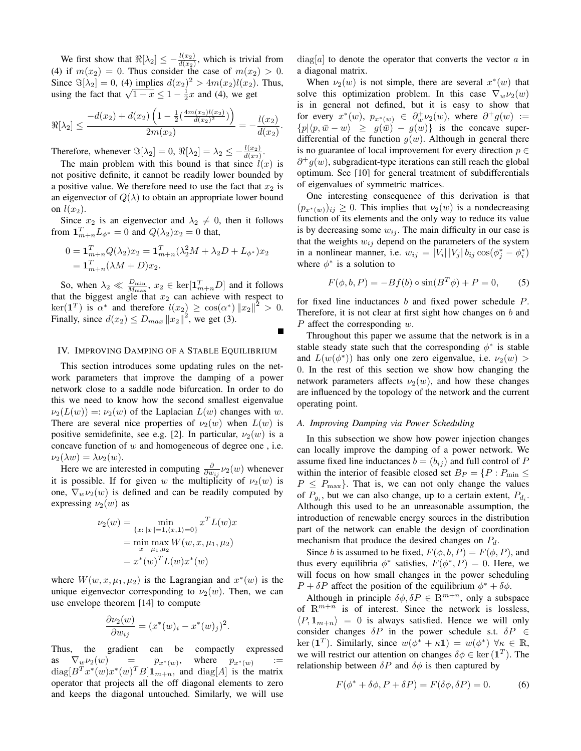We first show that $\Re[\lambda_2] \leq -\frac{l(x_2)}{d(x_2)}$, which is trivial from (4) if $m(x_2) = 0$. Thus consider the case of $m(x_2) > 0$. Since $\Im[\lambda_2] = 0$, (4) implies $d(x_2)^2 > 4m(x_2)l(x_2)$. Thus, using the fact that $\sqrt{1-x} \leq 1 - \frac{1}{2}x$ and (4), we get

$$\Re[\lambda_2] \leq \frac{-d(x_2) + d(x_2)\left(1 - \frac{1}{2}(\frac{4m(x_2)l(x_2)}{d(x_2)^2})\right)}{2m(x_2)} = -\frac{l(x_2)}{d(x_2)}.$$

Therefore, whenever $\Im[\lambda_2] = 0$, $\Re[\lambda_2] = \lambda_2 \leq -\frac{l(x_2)}{d(x_2)}$.

The main problem with this bound is that since $l(x)$ is not positive definite, it cannot be readily lower bounded by a positive value. We therefore need to use the fact that $x_2$ is an eigenvector of $Q(\lambda)$ to obtain an appropriate lower bound on $l(x_2)$.

Since $x_2$ is an eigenvector and $\lambda_2 \neq 0$, then it follows from $\mathbf{1}_{m+n}^T L_{\phi^*} = 0$ and $Q(\lambda_2)x_2 = 0$ that,

$$\begin{aligned}
0 &= \mathbf{1}_{m+n}^T Q(\lambda_2)x_2 = \mathbf{1}_{m+n}^T(\lambda_2^2 M + \lambda_2 D + L_{\phi^*})x_2 \\
&= \mathbf{1}_{m+n}^T(\lambda M + D)x_2.
\end{aligned}$$

So, when $\lambda_2 \ll \frac{D_{\min}}{M_{\max}}$, $x_2 \in \ker[\mathbf{1}_{m+n}^T D]$ and it follows that the biggest angle that $x_2$ can achieve with respect to $\ker(\mathbf{1}^T)$ is $\alpha^*$ and therefore $l(x_2) \geq \cos(\alpha^*)\|x_2\|^2 > 0$. Finally, since $d(x_2) \leq D_{max}\|x_2\|^2$, we get (3). ■

## IV. Improving Damping of a Stable Equilibrium

This section introduces some updating rules on the network parameters that improve the damping of a power network close to a saddle node bifurcation. In order to do this we need to know how the second smallest eigenvalue $\nu_2(L(w)) =: \nu_2(w)$ of the Laplacian $L(w)$ changes with $w$. There are several nice properties of $\nu_2(w)$ when $L(w)$ is positive semidefinite, see e.g. [2]. In particular, $\nu_2(w)$ is a concave function of $w$ and homogeneous of degree one , i.e. $\nu_2(\lambda w) = \lambda \nu_2(w)$.

Here we are interested in computing $\frac{\partial}{\partial w_{ij}}\nu_2(w)$ whenever it is possible. If for given $w$ the multiplicity of $\nu_2(w)$ is one, $\nabla_w \nu_2(w)$ is defined and can be readily computed by expressing $\nu_2(w)$ as

$$\begin{aligned}
\nu_2(w) &= \min_{\{x:\|x\|=1,\langle x,\mathbf{1}\rangle=0\}} x^T L(w) x \\
&= \min_x \max_{\mu_1,\mu_2} W(w,x,\mu_1,\mu_2) \\
&= x^*(w)^T L(w) x^*(w)
\end{aligned}$$

where $W(w,x,\mu_1,\mu_2)$ is the Lagrangian and $x^*(w)$ is the unique eigenvector corresponding to $\nu_2(w)$. Then, we can use envelope theorem [14] to compute

$$\frac{\partial \nu_2(w)}{\partial w_{ij}} = (x^*(w)_i - x^*(w)_j)^2.$$

Thus, the gradient can be compactly expressed as $\nabla_w \nu_2(w) = p_{x^*(w)}$, where $p_{x^*(w)} := \mathrm{diag}[B^T x^*(w) x^*(w)^T B]\mathbf{1}_{m+n}$, and $\mathrm{diag}[A]$ is the matrix operator that projects all the off diagonal elements to zero and keeps the diagonal untouched. Similarly, we will use $\mathrm{diag}[a]$ to denote the operator that converts the vector $a$ in a diagonal matrix.

When $\nu_2(w)$ is not simple, there are several $x^*(w)$ that solve this optimization problem. In this case $\nabla_w \nu_2(w)$ is in general not defined, but it is easy to show that for every $x^*(w)$, $p_{x^*(w)} \in \partial_w^+ \nu_2(w)$, where $\partial^+ g(w) := \{p | \langle p, \bar{w} - w\rangle \geq g(\bar{w}) - g(w)\}$ is the concave super-differential of the function $g(w)$. Although in general there is no guarantee of local improvement for every direction $p \in \partial^+ g(w)$, subgradient-type iterations can still reach the global optimum. See [10] for general treatment of subdifferentials of eigenvalues of symmetric matrices.

One interesting consequence of this derivation is that $(p_{x^*(w)})_{ij} \geq 0$. This implies that $\nu_2(w)$ is a nondecreasing function of its elements and the only way to reduce its value is by decreasing some $w_{ij}$. The main difficulty in our case is that the weights $w_{ij}$ depend on the parameters of the system in a nonlinear manner, i.e. $w_{ij} = |V_i||V_j| b_{ij} \cos(\phi_j^* - \phi_i^*)$ where $\phi^*$ is a solution to

$$F(\phi, b, P) = -Bf(b) \circ \sin(B^T \phi) + P = 0, \qquad (5)$$

for fixed line inductances $b$ and fixed power schedule $P$. Therefore, it is not clear at first sight how changes on $b$ and $P$ affect the corresponding $w$.

Throughout this paper we assume that the network is in a stable steady state such that the corresponding $\phi^*$ is stable and $L(w(\phi^*))$ has only one zero eigenvalue, i.e. $\nu_2(w) > 0$. In the rest of this section we show how changing the network parameters affects $\nu_2(w)$, and how these changes are influenced by the topology of the network and the current operating point.

### A. Improving Damping via Power Scheduling

In this subsection we show how power injection changes can locally improve the damping of a power network. We assume fixed line inductances $b = (b_{ij})$ and full control of $P$ within the interior of feasible closed set $B_P = \{P : P_{\min} \leq P \leq P_{\max}\}$. That is, we can not only change the values of $P_{g_i}$, but we can also change, up to a certain extent, $P_{d_i}$. Although this used to be an unreasonable assumption, the introduction of renewable energy sources in the distribution part of the network can enable the design of coordination mechanism that produce the desired changes on $P_d$.

Since $b$ is assumed to be fixed, $F(\phi, b, P) = F(\phi, P)$, and thus every equilibria $\phi^*$ satisfies, $F(\phi^*, P) = 0$. Here, we will focus on how small changes in the power scheduling $P + \delta P$ affect the position of the equilibrium $\phi^* + \delta\phi$.

Although in principle $\delta\phi, \delta P \in \mathbb{R}^{m+n}$, only a subspace of $\mathbb{R}^{m+n}$ is of interest. Since the network is lossless, $\langle P, \mathbf{1}_{m+n}\rangle = 0$ is always satisfied. Hence we will only consider changes $\delta P$ in the power schedule s.t. $\delta P \in \ker(\mathbf{1}^T)$. Similarly, since $w(\phi^* + \kappa\mathbf{1}) = w(\phi^*)$ $\forall \kappa \in \mathbb{R}$, we will restrict our attention on changes $\delta\phi \in \ker(\mathbf{1}^T)$. The relationship between $\delta P$ and $\delta\phi$ is then captured by

$$F(\phi^* + \delta\phi, P + \delta P) = F(\delta\phi, \delta P) = 0. \qquad (6)$$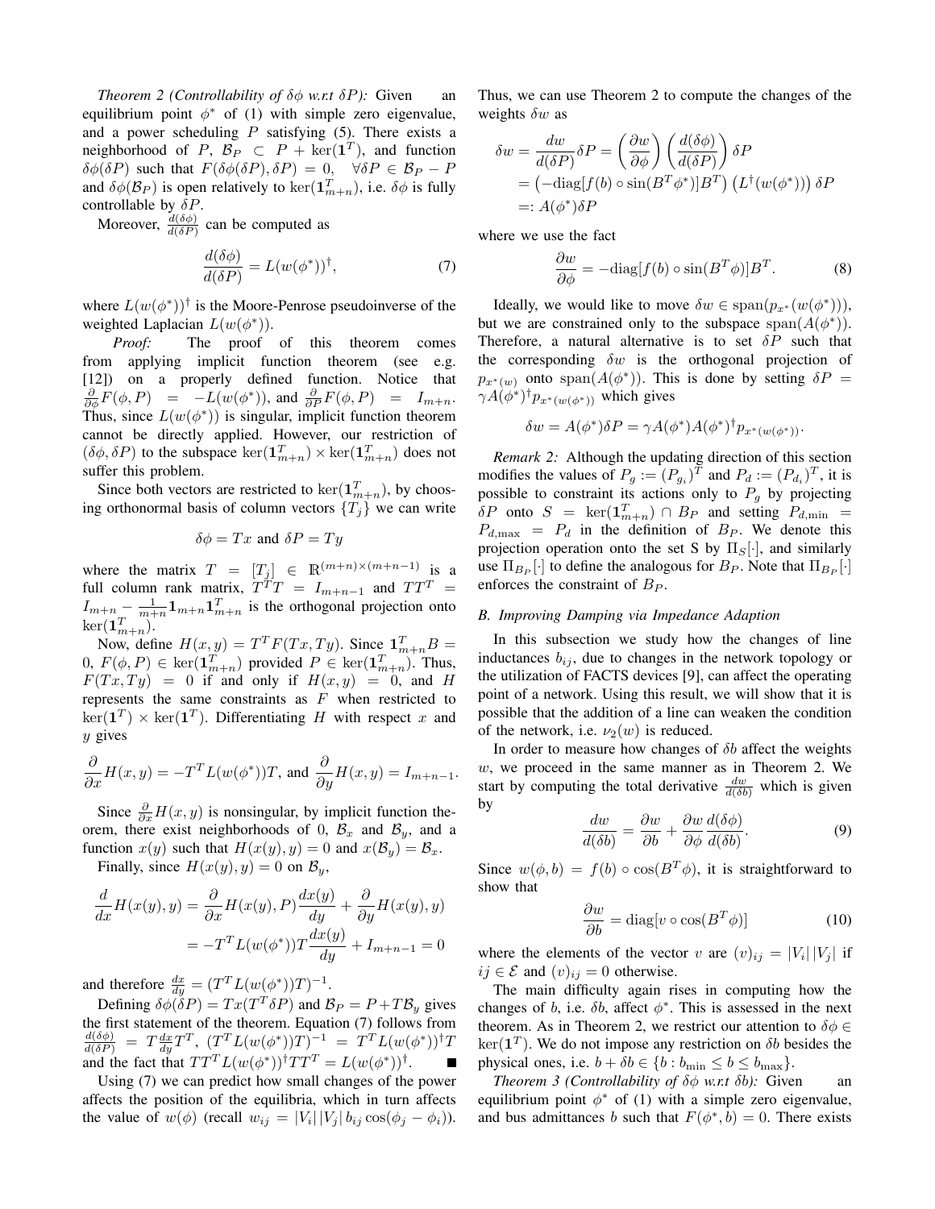*Theorem 2 (Controllability of $\delta\phi$ w.r.t $\delta P$):* Given an equilibrium point $\phi^*$ of (1) with simple zero eigenvalue, and a power scheduling $P$ satisfying (5). There exists a neighborhood of $P$, $\mathcal{B}_P \subset P + \ker(\mathbf{1}^T)$, and function $\delta\phi(\delta P)$ such that $F(\delta\phi(\delta P), \delta P) = 0, \quad \forall \delta P \in \mathcal{B}_P - P$ and $\delta\phi(\mathcal{B}_P)$ is open relatively to $\ker(\mathbf{1}_{m+n}^T)$, i.e. $\delta\phi$ is fully controllable by $\delta P$.

Moreover, $\frac{d(\delta\phi)}{d(\delta P)}$ can be computed as

$$\frac{d(\delta\phi)}{d(\delta P)} = L(w(\phi^*))^\dagger, \tag{7}$$

where $L(w(\phi^*))^\dagger$ is the Moore-Penrose pseudoinverse of the weighted Laplacian $L(w(\phi^*))$.

*Proof:* The proof of this theorem comes from applying implicit function theorem (see e.g. [12]) on a properly defined function. Notice that $\frac{\partial}{\partial\phi}F(\phi, P) = -L(w(\phi^*))$, and $\frac{\partial}{\partial P}F(\phi, P) = I_{m+n}$. Thus, since $L(w(\phi^*))$ is singular, implicit function theorem cannot be directly applied. However, our restriction of $(\delta\phi, \delta P)$ to the subspace $\ker(\mathbf{1}_{m+n}^T) \times \ker(\mathbf{1}_{m+n}^T)$ does not suffer this problem.

Since both vectors are restricted to $\ker(\mathbf{1}_{m+n}^T)$, by choosing orthonormal basis of column vectors $\{T_j\}$ we can write

$$\delta\phi = Tx \text{ and } \delta P = Ty$$

where the matrix $T = [T_j] \in \mathbb{R}^{(m+n)\times(m+n-1)}$ is a full column rank matrix, $T^T T = I_{m+n-1}$ and $TT^T = I_{m+n} - \frac{1}{m+n}\mathbf{1}_{m+n}\mathbf{1}_{m+n}^T$ is the orthogonal projection onto $\ker(\mathbf{1}_{m+n}^T)$.

Now, define $H(x, y) = T^T F(Tx, Ty)$. Since $\mathbf{1}_{m+n}^T B = 0$, $F(\phi, P) \in \ker(\mathbf{1}_{m+n}^T)$ provided $P \in \ker(\mathbf{1}_{m+n}^T)$. Thus, $F(Tx, Ty) = 0$ if and only if $H(x, y) = 0$, and $H$ represents the same constraints as $F$ when restricted to $\ker(\mathbf{1}^T) \times \ker(\mathbf{1}^T)$. Differentiating $H$ with respect $x$ and $y$ gives

$$\frac{\partial}{\partial x}H(x, y) = -T^T L(w(\phi^*))T, \text{ and } \frac{\partial}{\partial y}H(x, y) = I_{m+n-1}.$$

Since $\frac{\partial}{\partial x}H(x, y)$ is nonsingular, by implicit function theorem, there exist neighborhoods of 0, $\mathcal{B}_x$ and $\mathcal{B}_y$, and a function $x(y)$ such that $H(x(y), y) = 0$ and $x(\mathcal{B}_y) = \mathcal{B}_x$.

Finally, since $H(x(y), y) = 0$ on $\mathcal{B}_y$,

$$\begin{aligned}\frac{d}{dx}H(x(y), y) &= \frac{\partial}{\partial x}H(x(y), P)\frac{dx(y)}{dy} + \frac{\partial}{\partial y}H(x(y), y) \\ &= -T^T L(w(\phi^*))T\frac{dx(y)}{dy} + I_{m+n-1} = 0\end{aligned}$$

and therefore $\frac{dx}{dy} = (T^T L(w(\phi^*))T)^{-1}$.

Defining $\delta\phi(\delta P) = Tx(T^T\delta P)$ and $\mathcal{B}_P = P + T\mathcal{B}_y$ gives the first statement of the theorem. Equation (7) follows from $\frac{d(\delta\phi)}{d(\delta P)} = T\frac{dx}{dy}T^T$, $(T^T L(w(\phi^*))T)^{-1} = T^T L(w(\phi^*))^\dagger T$ and the fact that $TT^T L(w(\phi^*))^\dagger TT^T = L(w(\phi^*))^\dagger$. ∎

Using (7) we can predict how small changes of the power affects the position of the equilibria, which in turn affects the value of $w(\phi)$ (recall $w_{ij} = |V_i||V_j|b_{ij}\cos(\phi_j - \phi_i)$). Thus, we can use Theorem 2 to compute the changes of the weights $\delta w$ as

$$\begin{aligned}\delta w &= \frac{dw}{d(\delta P)}\delta P = \left(\frac{\partial w}{\partial\phi}\right)\left(\frac{d(\delta\phi)}{d(\delta P)}\right)\delta P \\ &= \left(-\mathrm{diag}[f(b)\circ\sin(B^T\phi^*)]B^T\right)\left(L^\dagger(w(\phi^*))\right)\delta P \\ &=: A(\phi^*)\delta P\end{aligned}$$

where we use the fact

$$\frac{\partial w}{\partial\phi} = -\mathrm{diag}[f(b)\circ\sin(B^T\phi)]B^T. \tag{8}$$

Ideally, we would like to move $\delta w \in \mathrm{span}(p_{x^*}(w(\phi^*)))$, but we are constrained only to the subspace $\mathrm{span}(A(\phi^*))$. Therefore, a natural alternative is to set $\delta P$ such that the corresponding $\delta w$ is the orthogonal projection of $p_{x^*(w)}$ onto $\mathrm{span}(A(\phi^*))$. This is done by setting $\delta P = \gamma A(\phi^*)^\dagger p_{x^*(w(\phi^*))}$ which gives

$$\delta w = A(\phi^*)\delta P = \gamma A(\phi^*)A(\phi^*)^\dagger p_{x^*(w(\phi^*))}.$$

*Remark 2:* Although the updating direction of this section modifies the values of $P_g := (P_{g_i})^T$ and $P_d := (P_{d_i})^T$, it is possible to constraint its actions only to $P_g$ by projecting $\delta P$ onto $S = \ker(\mathbf{1}_{m+n}^T) \cap B_P$ and setting $P_{d,\min} = P_{d,\max} = P_d$ in the definition of $B_P$. We denote this projection operation onto the set S by $\Pi_S[\cdot]$, and similarly use $\Pi_{B_P}[\cdot]$ to define the analogous for $B_P$. Note that $\Pi_{B_P}[\cdot]$ enforces the constraint of $B_P$.

### B. Improving Damping via Impedance Adaption

In this subsection we study how the changes of line inductances $b_{ij}$, due to changes in the network topology or the utilization of FACTS devices [9], can affect the operating point of a network. Using this result, we will show that it is possible that the addition of a line can weaken the condition of the network, i.e. $\nu_2(w)$ is reduced.

In order to measure how changes of $\delta b$ affect the weights $w$, we proceed in the same manner as in Theorem 2. We start by computing the total derivative $\frac{dw}{d(\delta b)}$ which is given by

$$\frac{dw}{d(\delta b)} = \frac{\partial w}{\partial b} + \frac{\partial w}{\partial\phi}\frac{d(\delta\phi)}{d(\delta b)}. \tag{9}$$

Since $w(\phi, b) = f(b)\circ\cos(B^T\phi)$, it is straightforward to show that

$$\frac{\partial w}{\partial b} = \mathrm{diag}[v\circ\cos(B^T\phi)] \tag{10}$$

where the elements of the vector $v$ are $(v)_{ij} = |V_i||V_j|$ if $ij \in \mathcal{E}$ and $(v)_{ij} = 0$ otherwise.

The main difficulty again rises in computing how the changes of $b$, i.e. $\delta b$, affect $\phi^*$. This is assessed in the next theorem. As in Theorem 2, we restrict our attention to $\delta\phi \in \ker(\mathbf{1}^T)$. We do not impose any restriction on $\delta b$ besides the physical ones, i.e. $b + \delta b \in \{b : b_{\min} \le b \le b_{\max}\}$.

*Theorem 3 (Controllability of $\delta\phi$ w.r.t $\delta b$):* Given an equilibrium point $\phi^*$ of (1) with a simple zero eigenvalue, and bus admittances $b$ such that $F(\phi^*, b) = 0$. There exists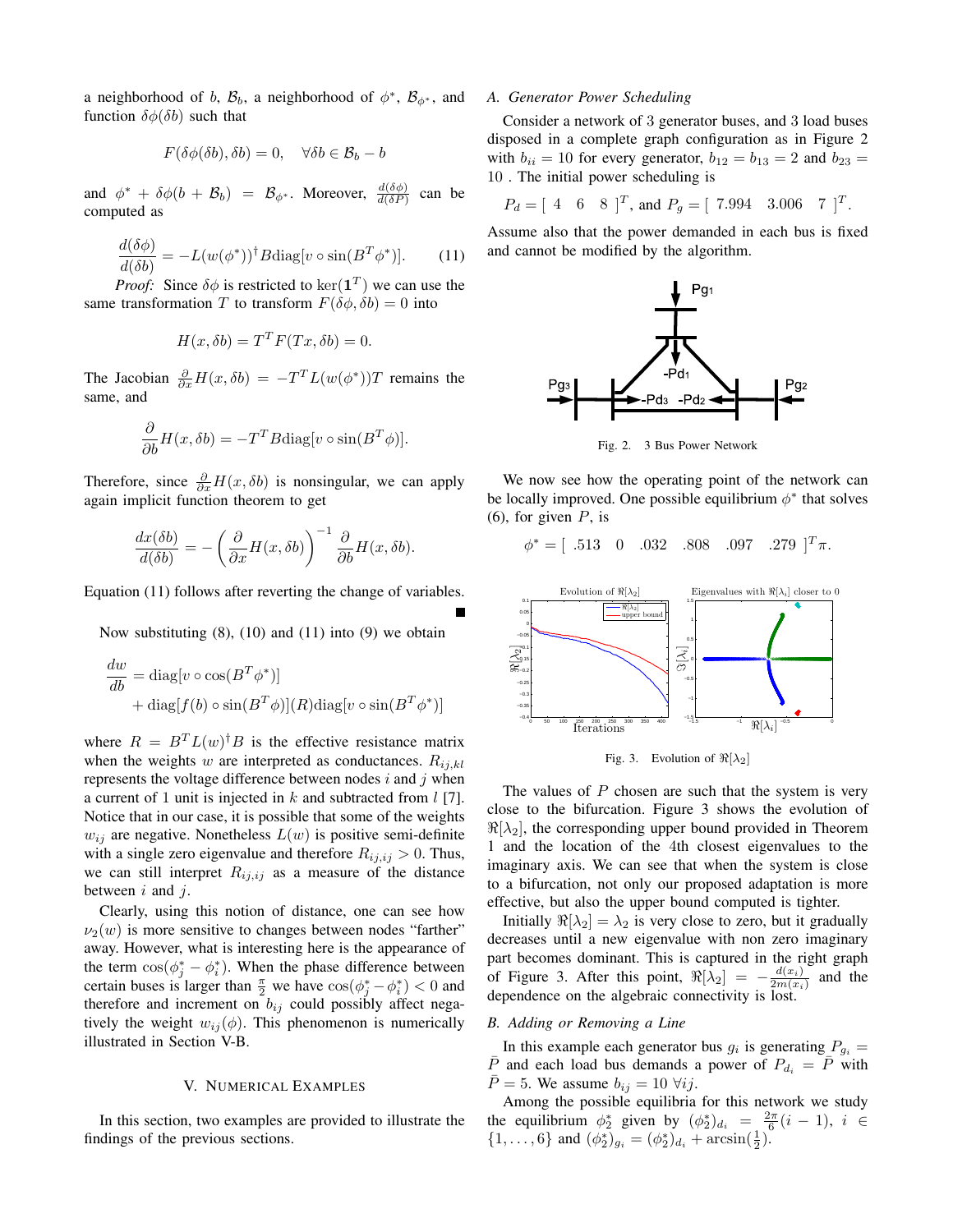a neighborhood of $b$, $\mathcal{B}_b$, a neighborhood of $\phi^*$, $\mathcal{B}_{\phi^*}$, and function $\delta\phi(\delta b)$ such that

$$F(\delta\phi(\delta b), \delta b) = 0, \quad \forall \delta b \in \mathcal{B}_b - b$$

and $\phi^* + \delta\phi(b + \mathcal{B}_b) = \mathcal{B}_{\phi^*}$. Moreover, $\frac{d(\delta\phi)}{d(\delta P)}$ can be computed as

$$\frac{d(\delta\phi)}{d(\delta b)} = -L(w(\phi^*))^{\dagger} B \operatorname{diag}[v \circ \sin(B^T \phi^*)]. \tag{11}$$

*Proof:* Since $\delta\phi$ is restricted to $\ker(\mathbf{1}^T)$ we can use the same transformation $T$ to transform $F(\delta\phi, \delta b) = 0$ into

$$H(x, \delta b) = T^T F(Tx, \delta b) = 0.$$

The Jacobian $\frac{\partial}{\partial x} H(x, \delta b) = -T^T L(w(\phi^*)) T$ remains the same, and

$$\frac{\partial}{\partial b} H(x, \delta b) = -T^T B \operatorname{diag}[v \circ \sin(B^T \phi)].$$

Therefore, since $\frac{\partial}{\partial x} H(x, \delta b)$ is nonsingular, we can apply again implicit function theorem to get

$$\frac{dx(\delta b)}{d(\delta b)} = -\left(\frac{\partial}{\partial x} H(x, \delta b)\right)^{-1} \frac{\partial}{\partial b} H(x, \delta b).$$

Equation (11) follows after reverting the change of variables. ■

Now substituting (8), (10) and (11) into (9) we obtain

$$\begin{aligned}\frac{dw}{db} &= \operatorname{diag}[v \circ \cos(B^T \phi^*)] \\ &\quad + \operatorname{diag}[f(b) \circ \sin(B^T \phi)](R)\operatorname{diag}[v \circ \sin(B^T \phi^*)]\end{aligned}$$

where $R = B^T L(w)^{\dagger} B$ is the effective resistance matrix when the weights $w$ are interpreted as conductances. $R_{ij,kl}$ represents the voltage difference between nodes $i$ and $j$ when a current of 1 unit is injected in $k$ and subtracted from $l$ [7]. Notice that in our case, it is possible that some of the weights $w_{ij}$ are negative. Nonetheless $L(w)$ is positive semi-definite with a single zero eigenvalue and therefore $R_{ij,ij} > 0$. Thus, we can still interpret $R_{ij,ij}$ as a measure of the distance between $i$ and $j$.

Clearly, using this notion of distance, one can see how $\nu_2(w)$ is more sensitive to changes between nodes "farther" away. However, what is interesting here is the appearance of the term $\cos(\phi_j^* - \phi_i^*)$. When the phase difference between certain buses is larger than $\frac{\pi}{2}$ we have $\cos(\phi_j^* - \phi_i^*) < 0$ and therefore and increment on $b_{ij}$ could possibly affect negatively the weight $w_{ij}(\phi)$. This phenomenon is numerically illustrated in Section V-B.

## V. Numerical Examples

In this section, two examples are provided to illustrate the findings of the previous sections.

### A. Generator Power Scheduling

Consider a network of 3 generator buses, and 3 load buses disposed in a complete graph configuration as in Figure 2 with $b_{ii} = 10$ for every generator, $b_{12} = b_{13} = 2$ and $b_{23} = 10$ . The initial power scheduling is

$$P_d = [\ 4 \quad 6 \quad 8\ ]^T, \text{ and } P_g = [\ 7.994 \quad 3.006 \quad 7\ ]^T.$$

Assume also that the power demanded in each bus is fixed and cannot be modified by the algorithm.

Fig. 2. 3 Bus Power Network

We now see how the operating point of the network can be locally improved. One possible equilibrium $\phi^*$ that solves (6), for given $P$, is

$$\phi^* = [\ .513 \quad 0 \quad .032 \quad .808 \quad .097 \quad .279\ ]^T \pi.$$

Fig. 3. Evolution of $\Re[\lambda_2]$

The values of $P$ chosen are such that the system is very close to the bifurcation. Figure 3 shows the evolution of $\Re[\lambda_2]$, the corresponding upper bound provided in Theorem 1 and the location of the 4th closest eigenvalues to the imaginary axis. We can see that when the system is close to a bifurcation, not only our proposed adaptation is more effective, but also the upper bound computed is tighter.

Initially $\Re[\lambda_2] = \lambda_2$ is very close to zero, but it gradually decreases until a new eigenvalue with non zero imaginary part becomes dominant. This is captured in the right graph of Figure 3. After this point, $\Re[\lambda_2] = -\frac{d(x_i)}{2m(x_i)}$ and the dependence on the algebraic connectivity is lost.

### B. Adding or Removing a Line

In this example each generator bus $g_i$ is generating $P_{g_i} = \bar{P}$ and each load bus demands a power of $P_{d_i} = \bar{P}$ with $\bar{P} = 5$. We assume $b_{ij} = 10\ \forall ij$.

Among the possible equilibria for this network we study the equilibrium $\phi_2^*$ given by $(\phi_2^*)_{d_i} = \frac{2\pi}{6}(i-1)$, $i \in \{1, \ldots, 6\}$ and $(\phi_2^*)_{g_i} = (\phi_2^*)_{d_i} + \arcsin(\frac{1}{2})$.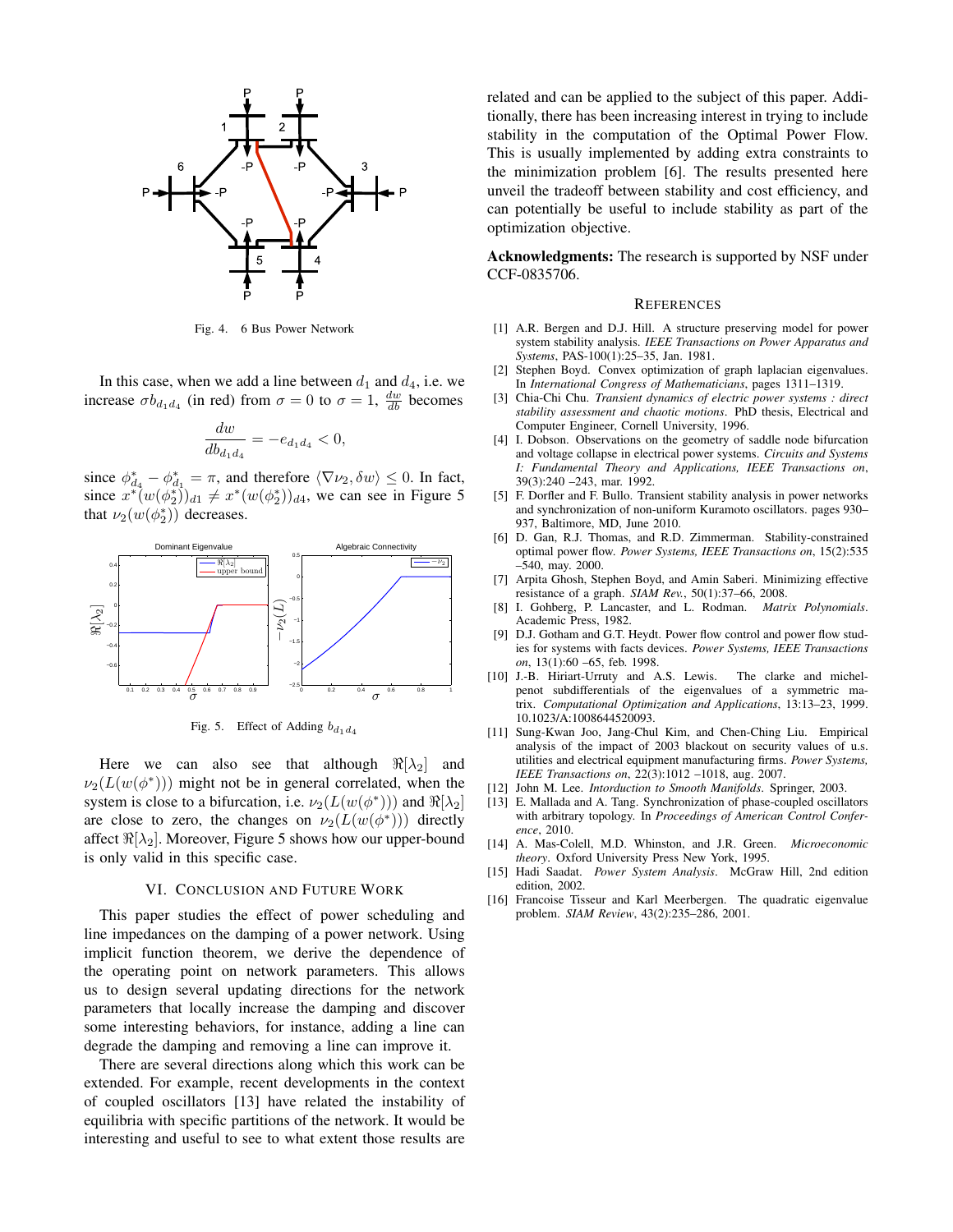P P

1 2

6 -P -P 3

P -P -P P

-P -P

5 4

P P

Fig. 4. 6 Bus Power Network

In this case, when we add a line between $d_1$ and $d_4$, i.e. we increase $\sigma b_{d_1 d_4}$ (in red) from $\sigma = 0$ to $\sigma = 1$, $\frac{dw}{db}$ becomes

$$\frac{dw}{db_{d_1 d_4}} = -e_{d_1 d_4} < 0,$$

since $\phi^*_{d_4} - \phi^*_{d_1} = \pi$, and therefore $\langle \nabla \nu_2, \delta w \rangle \leq 0$. In fact, since $x^*(w(\phi_2^*))_{d1} \neq x^*(w(\phi_2^*))_{d4}$, we can see in Figure 5 that $\nu_2(w(\phi_2^*))$ decreases.

Dominant Eigenvalue

$\Re[\lambda_2]$

upper bound

0.4
0.2
0
-0.2
-0.4
-0.6

0.1 0.2 0.3 0.4 0.5 0.6 0.7 0.8 0.9

$\sigma$

Algebraic Connectivity

$-\nu_2$

$-\nu_2(L)$

0.5
0
-0.5
-1
-1.5
-2
-2.5

0 0.2 0.4 0.6 0.8 1

$\sigma$

Fig. 5. Effect of Adding $b_{d_1 d_4}$

Here we can also see that although $\Re[\lambda_2]$ and $\nu_2(L(w(\phi^*)))$ might not be in general correlated, when the system is close to a bifurcation, i.e. $\nu_2(L(w(\phi^*)))$ and $\Re[\lambda_2]$ are close to zero, the changes on $\nu_2(L(w(\phi^*)))$ directly affect $\Re[\lambda_2]$. Moreover, Figure 5 shows how our upper-bound is only valid in this specific case.

## VI. Conclusion and Future Work

This paper studies the effect of power scheduling and line impedances on the damping of a power network. Using implicit function theorem, we derive the dependence of the operating point on network parameters. This allows us to design several updating directions for the network parameters that locally increase the damping and discover some interesting behaviors, for instance, adding a line can degrade the damping and removing a line can improve it.

There are several directions along which this work can be extended. For example, recent developments in the context of coupled oscillators [13] have related the instability of equilibria with specific partitions of the network. It would be interesting and useful to see to what extent those results are related and can be applied to the subject of this paper. Additionally, there has been increasing interest in trying to include stability in the computation of the Optimal Power Flow. This is usually implemented by adding extra constraints to the minimization problem [6]. The results presented here unveil the tradeoff between stability and cost efficiency, and can potentially be useful to include stability as part of the optimization objective.

**Acknowledgments:** The research is supported by NSF under CCF-0835706.

## References

[1] A.R. Bergen and D.J. Hill. A structure preserving model for power system stability analysis. *IEEE Transactions on Power Apparatus and Systems*, PAS-100(1):25–35, Jan. 1981.

[2] Stephen Boyd. Convex optimization of graph laplacian eigenvalues. In *International Congress of Mathematicians*, pages 1311–1319.

[3] Chia-Chi Chu. *Transient dynamics of electric power systems : direct stability assessment and chaotic motions*. PhD thesis, Electrical and Computer Engineer, Cornell University, 1996.

[4] I. Dobson. Observations on the geometry of saddle node bifurcation and voltage collapse in electrical power systems. *Circuits and Systems I: Fundamental Theory and Applications, IEEE Transactions on*, 39(3):240 –243, mar. 1992.

[5] F. Dorfler and F. Bullo. Transient stability analysis in power networks and synchronization of non-uniform Kuramoto oscillators. pages 930–937, Baltimore, MD, June 2010.

[6] D. Gan, R.J. Thomas, and R.D. Zimmerman. Stability-constrained optimal power flow. *Power Systems, IEEE Transactions on*, 15(2):535 –540, may. 2000.

[7] Arpita Ghosh, Stephen Boyd, and Amin Saberi. Minimizing effective resistance of a graph. *SIAM Rev.*, 50(1):37–66, 2008.

[8] I. Gohberg, P. Lancaster, and L. Rodman. *Matrix Polynomials*. Academic Press, 1982.

[9] D.J. Gotham and G.T. Heydt. Power flow control and power flow studies for systems with facts devices. *Power Systems, IEEE Transactions on*, 13(1):60 –65, feb. 1998.

[10] J.-B. Hiriart-Urruty and A.S. Lewis. The clarke and michel-penot subdifferentials of the eigenvalues of a symmetric matrix. *Computational Optimization and Applications*, 13:13–23, 1999. 10.1023/A:1008644520093.

[11] Sung-Kwan Joo, Jang-Chul Kim, and Chen-Ching Liu. Empirical analysis of the impact of 2003 blackout on security values of u.s. utilities and electrical equipment manufacturing firms. *Power Systems, IEEE Transactions on*, 22(3):1012 –1018, aug. 2007.

[12] John M. Lee. *Intorduction to Smooth Manifolds*. Springer, 2003.

[13] E. Mallada and A. Tang. Synchronization of phase-coupled oscillators with arbitrary topology. In *Proceedings of American Control Conference*, 2010.

[14] A. Mas-Colell, M.D. Whinston, and J.R. Green. *Microeconomic theory*. Oxford University Press New York, 1995.

[15] Hadi Saadat. *Power System Analysis*. McGraw Hill, 2nd edition edition, 2002.

[16] Francoise Tisseur and Karl Meerbergen. The quadratic eigenvalue problem. *SIAM Review*, 43(2):235–286, 2001.